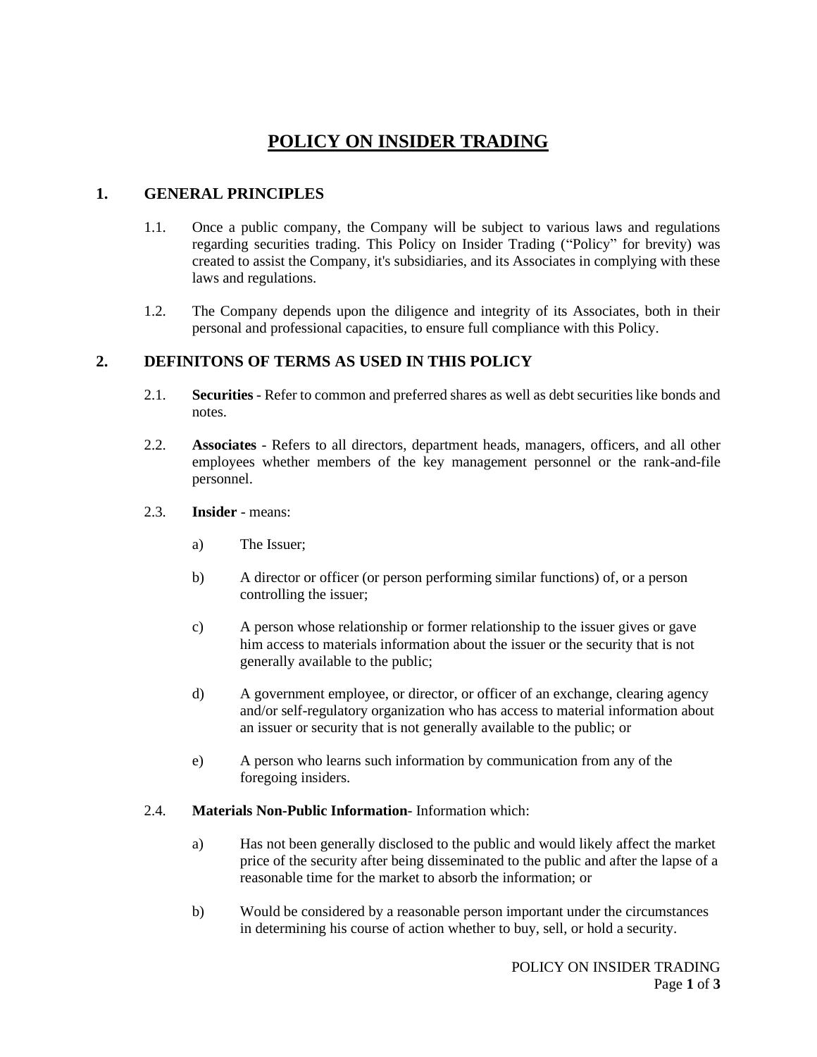# POLICY ON INSIDER TRADING

## 1. GENERAL PRINCIPLES

1.1. Once a public company, the Company will be subject to various laws and regulations regarding securities trading. This Policy on Insider Trading ("Policy" for brevity) was created to assist the Company, it's subsidiaries, and its Associates in complying with these laws and regulations.

1.2. The Company depends upon the diligence and integrity of its Associates, both in their personal and professional capacities, to ensure full compliance with this Policy.

## 2. DEFINITONS OF TERMS AS USED IN THIS POLICY

2.1. **Securities** - Refer to common and preferred shares as well as debt securities like bonds and notes.

2.2. **Associates** - Refers to all directors, department heads, managers, officers, and all other employees whether members of the key management personnel or the rank-and-file personnel.

2.3. **Insider** - means:

a) The Issuer;

b) A director or officer (or person performing similar functions) of, or a person controlling the issuer;

c) A person whose relationship or former relationship to the issuer gives or gave him access to materials information about the issuer or the security that is not generally available to the public;

d) A government employee, or director, or officer of an exchange, clearing agency and/or self-regulatory organization who has access to material information about an issuer or security that is not generally available to the public; or

e) A person who learns such information by communication from any of the foregoing insiders.

2.4. **Materials Non-Public Information**- Information which:

a) Has not been generally disclosed to the public and would likely affect the market price of the security after being disseminated to the public and after the lapse of a reasonable time for the market to absorb the information; or

b) Would be considered by a reasonable person important under the circumstances in determining his course of action whether to buy, sell, or hold a security.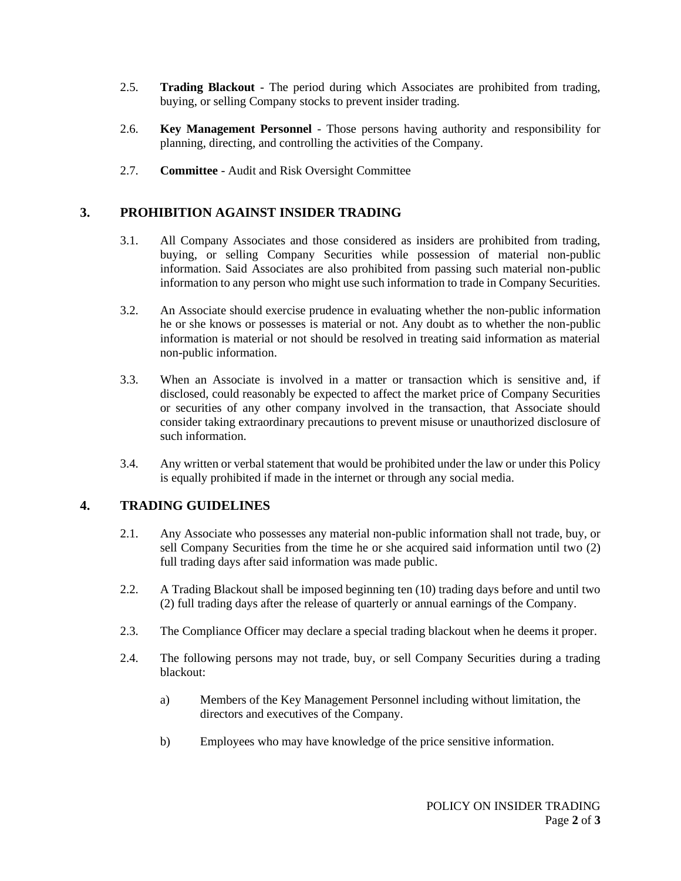2.5. **Trading Blackout** - The period during which Associates are prohibited from trading, buying, or selling Company stocks to prevent insider trading.

2.6. **Key Management Personnel** - Those persons having authority and responsibility for planning, directing, and controlling the activities of the Company.

2.7. **Committee** - Audit and Risk Oversight Committee

## 3. PROHIBITION AGAINST INSIDER TRADING

3.1. All Company Associates and those considered as insiders are prohibited from trading, buying, or selling Company Securities while possession of material non-public information. Said Associates are also prohibited from passing such material non-public information to any person who might use such information to trade in Company Securities.

3.2. An Associate should exercise prudence in evaluating whether the non-public information he or she knows or possesses is material or not. Any doubt as to whether the non-public information is material or not should be resolved in treating said information as material non-public information.

3.3. When an Associate is involved in a matter or transaction which is sensitive and, if disclosed, could reasonably be expected to affect the market price of Company Securities or securities of any other company involved in the transaction, that Associate should consider taking extraordinary precautions to prevent misuse or unauthorized disclosure of such information.

3.4. Any written or verbal statement that would be prohibited under the law or under this Policy is equally prohibited if made in the internet or through any social media.

## 4. TRADING GUIDELINES

2.1. Any Associate who possesses any material non-public information shall not trade, buy, or sell Company Securities from the time he or she acquired said information until two (2) full trading days after said information was made public.

2.2. A Trading Blackout shall be imposed beginning ten (10) trading days before and until two (2) full trading days after the release of quarterly or annual earnings of the Company.

2.3. The Compliance Officer may declare a special trading blackout when he deems it proper.

2.4. The following persons may not trade, buy, or sell Company Securities during a trading blackout:

a) Members of the Key Management Personnel including without limitation, the directors and executives of the Company.

b) Employees who may have knowledge of the price sensitive information.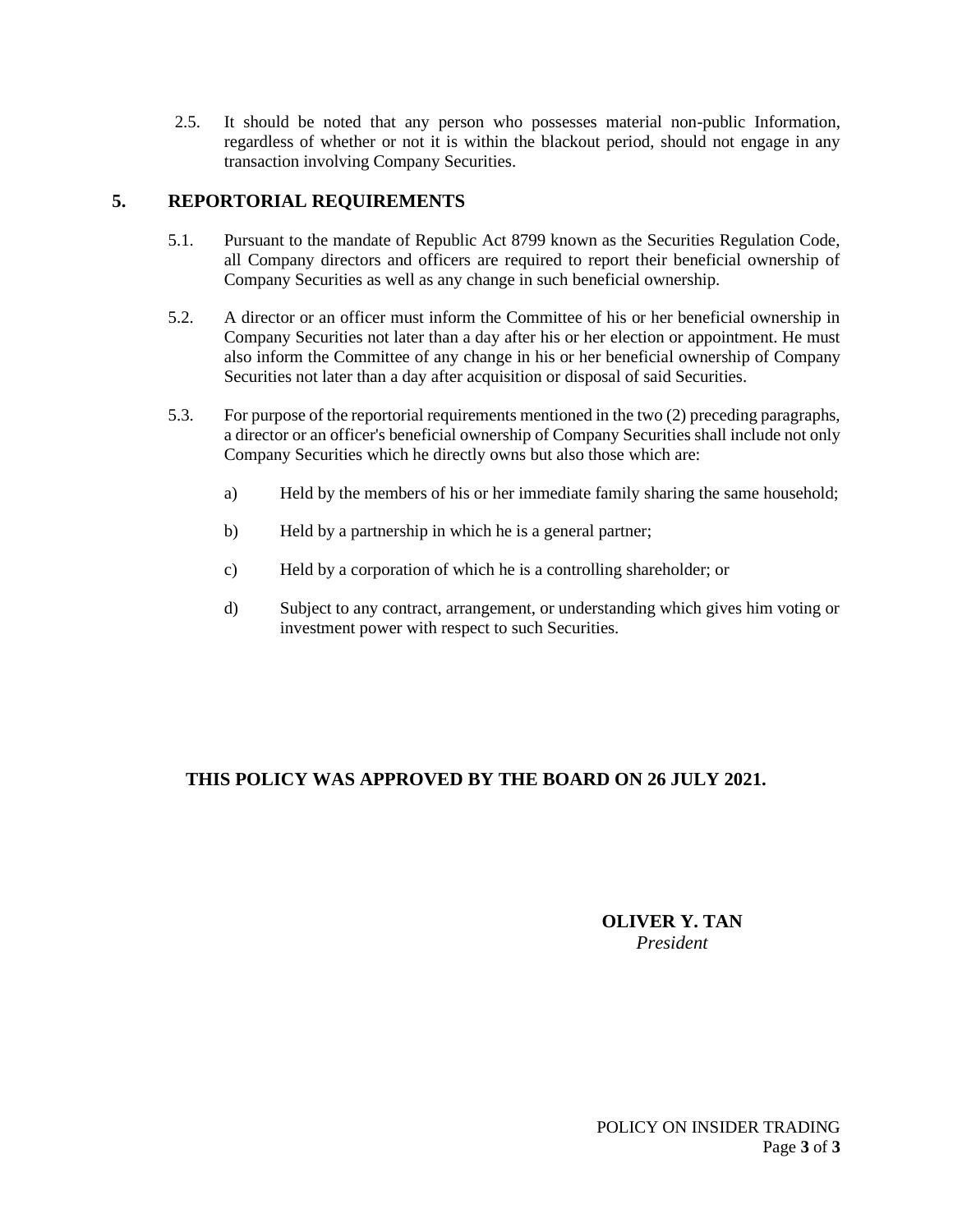2.5. It should be noted that any person who possesses material non-public Information, regardless of whether or not it is within the blackout period, should not engage in any transaction involving Company Securities.

## 5. REPORTORIAL REQUIREMENTS

5.1. Pursuant to the mandate of Republic Act 8799 known as the Securities Regulation Code, all Company directors and officers are required to report their beneficial ownership of Company Securities as well as any change in such beneficial ownership.

5.2. A director or an officer must inform the Committee of his or her beneficial ownership in Company Securities not later than a day after his or her election or appointment. He must also inform the Committee of any change in his or her beneficial ownership of Company Securities not later than a day after acquisition or disposal of said Securities.

5.3. For purpose of the reportorial requirements mentioned in the two (2) preceding paragraphs, a director or an officer's beneficial ownership of Company Securities shall include not only Company Securities which he directly owns but also those which are:

a) Held by the members of his or her immediate family sharing the same household;

b) Held by a partnership in which he is a general partner;

c) Held by a corporation of which he is a controlling shareholder; or

d) Subject to any contract, arrangement, or understanding which gives him voting or investment power with respect to such Securities.

**THIS POLICY WAS APPROVED BY THE BOARD ON 26 JULY 2021.**

**OLIVER Y. TAN**
*President*